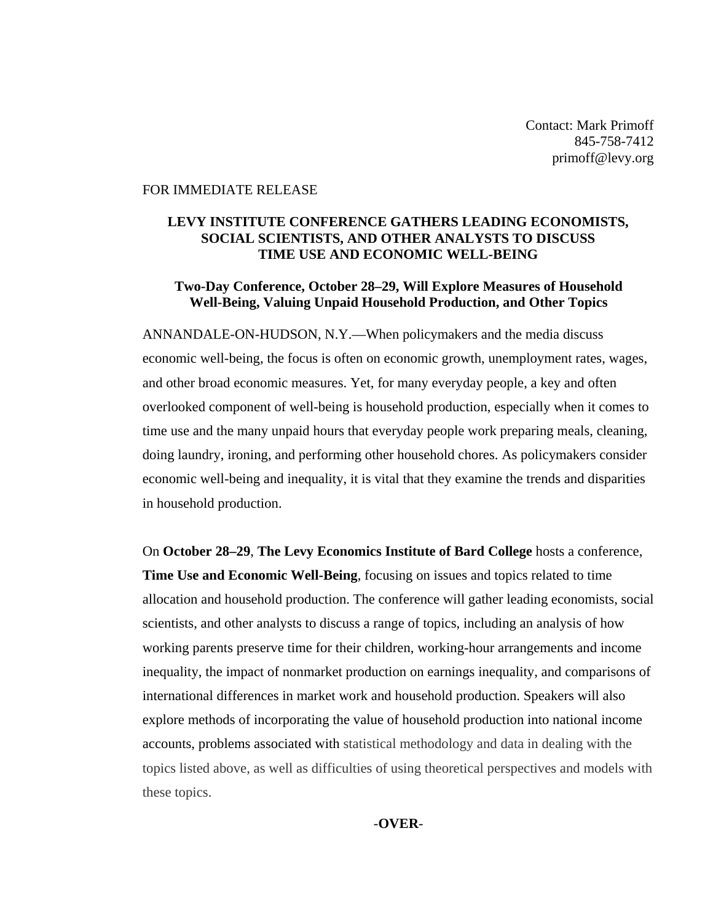Contact: Mark Primoff
845-758-7412
primoff@levy.org

FOR IMMEDIATE RELEASE

**LEVY INSTITUTE CONFERENCE GATHERS LEADING ECONOMISTS, SOCIAL SCIENTISTS, AND OTHER ANALYSTS TO DISCUSS TIME USE AND ECONOMIC WELL-BEING**

**Two-Day Conference, October 28–29, Will Explore Measures of Household Well-Being, Valuing Unpaid Household Production, and Other Topics**

ANNANDALE-ON-HUDSON, N.Y.—When policymakers and the media discuss economic well-being, the focus is often on economic growth, unemployment rates, wages, and other broad economic measures. Yet, for many everyday people, a key and often overlooked component of well-being is household production, especially when it comes to time use and the many unpaid hours that everyday people work preparing meals, cleaning, doing laundry, ironing, and performing other household chores. As policymakers consider economic well-being and inequality, it is vital that they examine the trends and disparities in household production.

On **October 28–29**, **The Levy Economics Institute of Bard College** hosts a conference, **Time Use and Economic Well-Being**, focusing on issues and topics related to time allocation and household production. The conference will gather leading economists, social scientists, and other analysts to discuss a range of topics, including an analysis of how working parents preserve time for their children, working-hour arrangements and income inequality, the impact of nonmarket production on earnings inequality, and comparisons of international differences in market work and household production. Speakers will also explore methods of incorporating the value of household production into national income accounts, problems associated with statistical methodology and data in dealing with the topics listed above, as well as difficulties of using theoretical perspectives and models with these topics.

**-OVER-**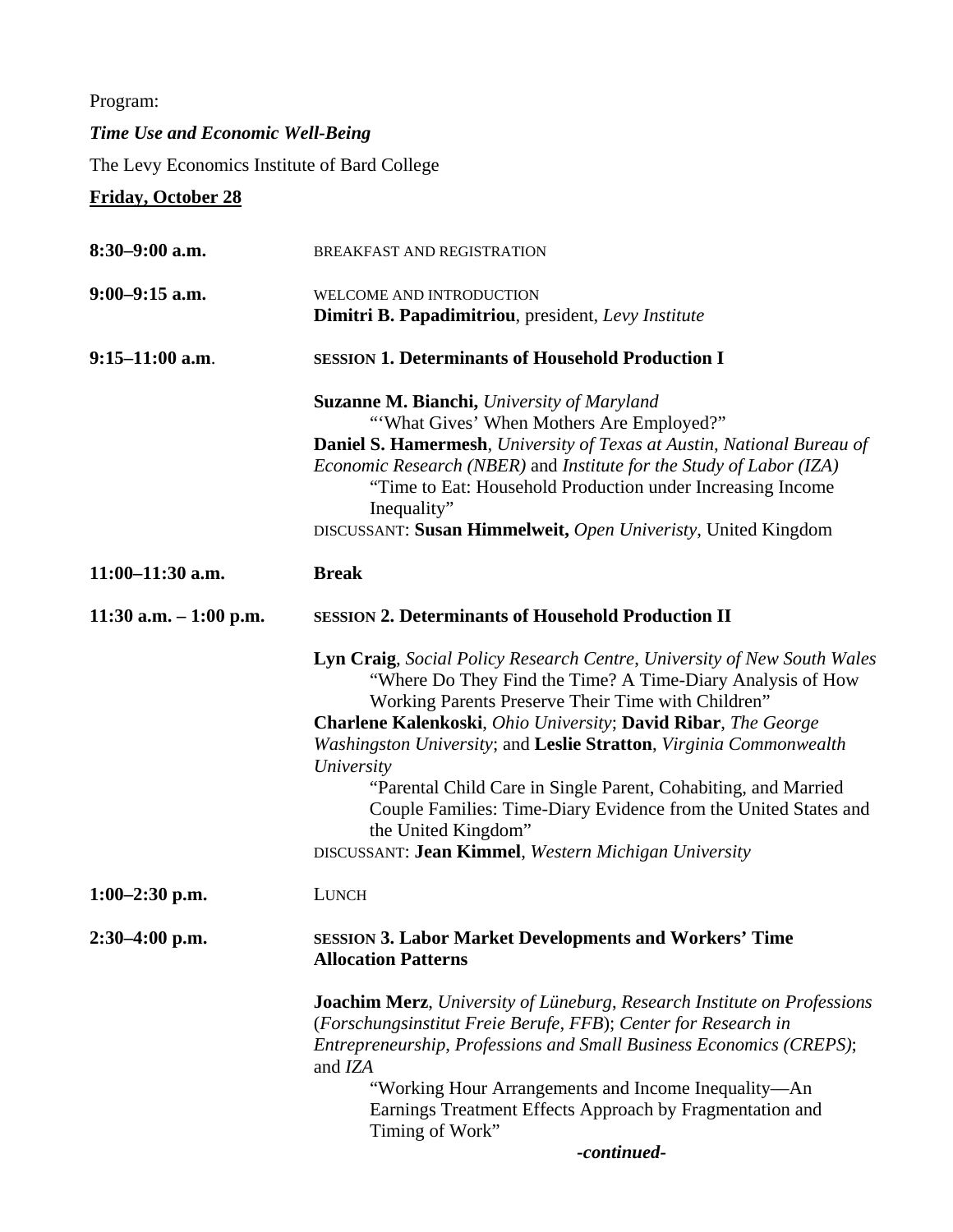Program:

***Time Use and Economic Well-Being***

The Levy Economics Institute of Bard College

**Friday, October 28**

**8:30–9:00 a.m.** BREAKFAST AND REGISTRATION

**9:00–9:15 a.m.** WELCOME AND INTRODUCTION
**Dimitri B. Papadimitriou**, president, *Levy Institute*

**9:15–11:00 a.m**. SESSION **1. Determinants of Household Production I**

**Suzanne M. Bianchi,** *University of Maryland*
"'What Gives' When Mothers Are Employed?"
**Daniel S. Hamermesh**, *University of Texas at Austin, National Bureau of Economic Research (NBER)* and *Institute for the Study of Labor (IZA)*
"Time to Eat: Household Production under Increasing Income Inequality"
DISCUSSANT: **Susan Himmelweit,** *Open Univeristy*, United Kingdom

**11:00–11:30 a.m.** **Break**

**11:30 a.m. – 1:00 p.m.** SESSION **2. Determinants of Household Production II**

**Lyn Craig**, *Social Policy Research Centre*, *University of New South Wales*
"Where Do They Find the Time? A Time-Diary Analysis of How Working Parents Preserve Their Time with Children"
**Charlene Kalenkoski**, *Ohio University*; **David Ribar**, *The George Washingston University*; and **Leslie Stratton**, *Virginia Commonwealth University*
"Parental Child Care in Single Parent, Cohabiting, and Married Couple Families: Time-Diary Evidence from the United States and the United Kingdom"
DISCUSSANT: **Jean Kimmel**, *Western Michigan University*

**1:00–2:30 p.m.** LUNCH

**2:30–4:00 p.m.** SESSION **3. Labor Market Developments and Workers' Time Allocation Patterns**

**Joachim Merz**, *University of Lüneburg*, *Research Institute on Professions* (*Forschungsinstitut Freie Berufe, FFB*); *Center for Research in Entrepreneurship, Professions and Small Business Economics (CREPS)*; and *IZA*
"Working Hour Arrangements and Income Inequality—An Earnings Treatment Effects Approach by Fragmentation and Timing of Work"

***-continued-***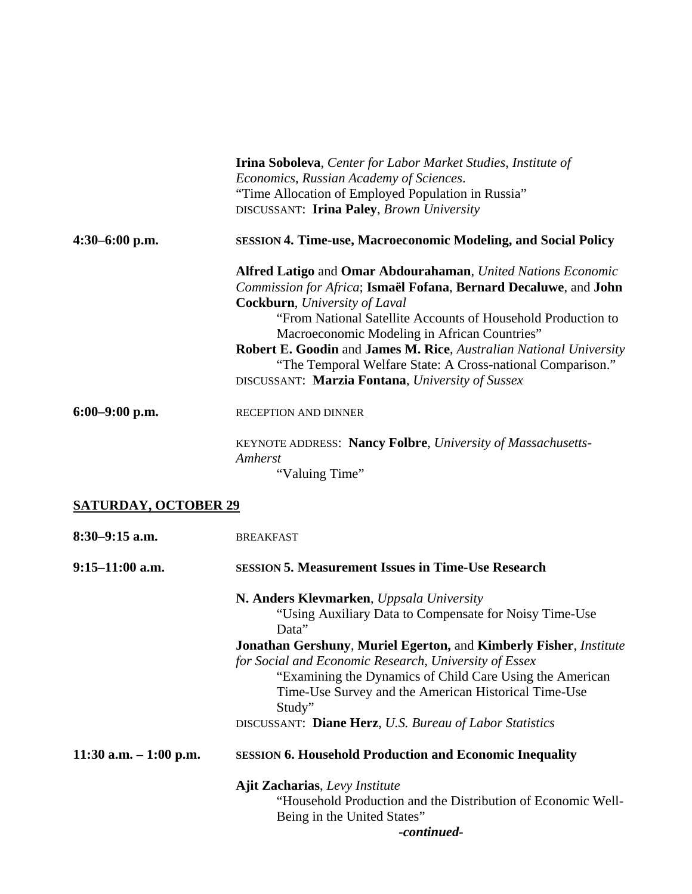**Irina Soboleva**, *Center for Labor Market Studies, Institute of Economics, Russian Academy of Sciences*.
"Time Allocation of Employed Population in Russia"
DISCUSSANT: **Irina Paley**, *Brown University*

**4:30–6:00 p.m.** SESSION **4. Time-use, Macroeconomic Modeling, and Social Policy**

**Alfred Latigo** and **Omar Abdourahaman**, *United Nations Economic Commission for Africa*; **Ismaël Fofana**, **Bernard Decaluwe**, and **John Cockburn**, *University of Laval*
"From National Satellite Accounts of Household Production to Macroeconomic Modeling in African Countries"

**Robert E. Goodin** and **James M. Rice**, *Australian National University*
"The Temporal Welfare State: A Cross-national Comparison."

DISCUSSANT: **Marzia Fontana**, *University of Sussex*

**6:00–9:00 p.m.** RECEPTION AND DINNER

KEYNOTE ADDRESS: **Nancy Folbre**, *University of Massachusetts-Amherst*
"Valuing Time"

## SATURDAY, OCTOBER 29

**8:30–9:15 a.m.** BREAKFAST

**9:15–11:00 a.m.** SESSION **5. Measurement Issues in Time-Use Research**

**N. Anders Klevmarken**, *Uppsala University*
"Using Auxiliary Data to Compensate for Noisy Time-Use Data"

**Jonathan Gershuny**, **Muriel Egerton,** and **Kimberly Fisher**, *Institute for Social and Economic Research, University of Essex*
"Examining the Dynamics of Child Care Using the American Time-Use Survey and the American Historical Time-Use Study"

DISCUSSANT: **Diane Herz**, *U.S. Bureau of Labor Statistics*

**11:30 a.m. – 1:00 p.m.** SESSION **6. Household Production and Economic Inequality**

**Ajit Zacharias**, *Levy Institute*
"Household Production and the Distribution of Economic Well-Being in the United States"

***-continued-***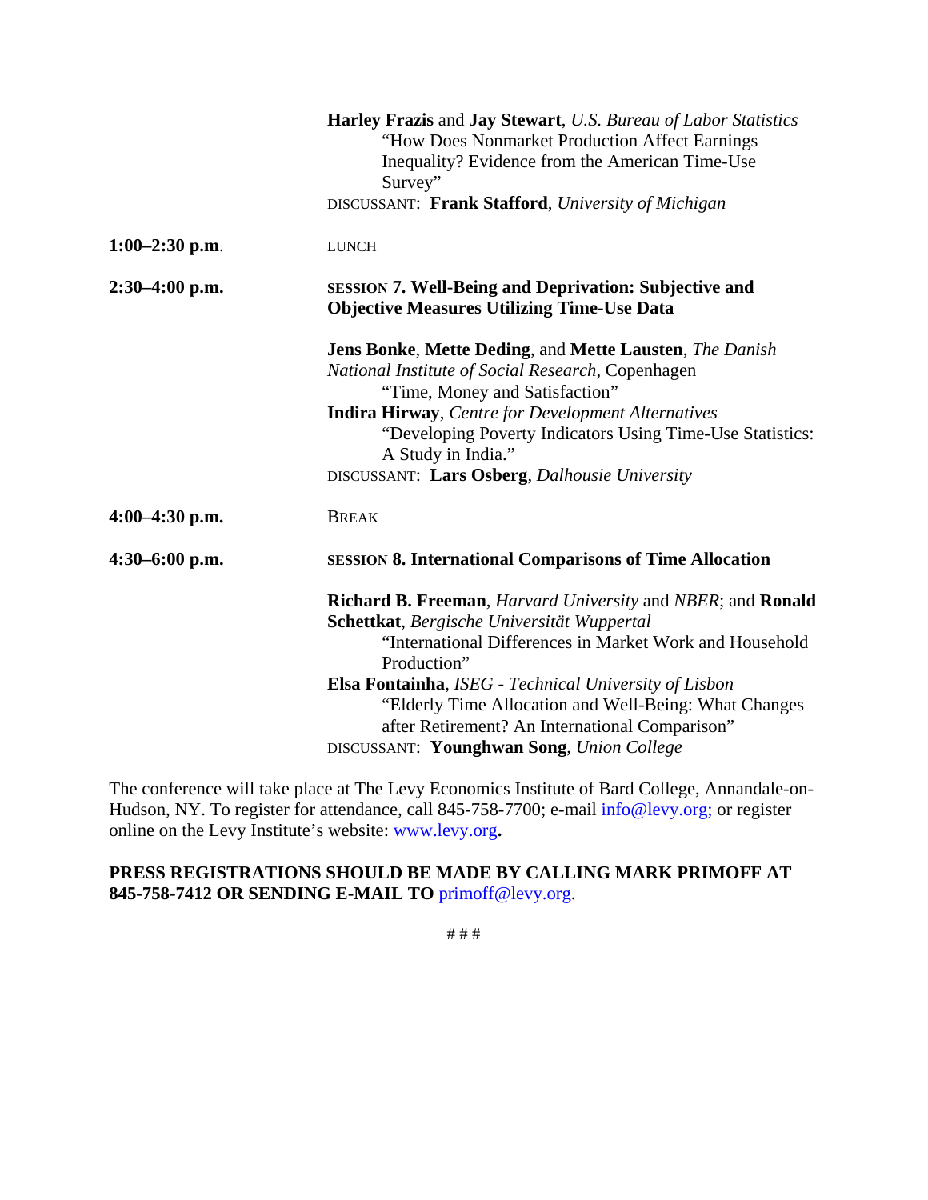**Harley Frazis** and **Jay Stewart**, *U.S. Bureau of Labor Statistics*
“How Does Nonmarket Production Affect Earnings Inequality? Evidence from the American Time-Use Survey”
DISCUSSANT: **Frank Stafford**, *University of Michigan*

**1:00–2:30 p.m**. LUNCH

**2:30–4:00 p.m.** SESSION **7. Well-Being and Deprivation: Subjective and Objective Measures Utilizing Time-Use Data**

**Jens Bonke**, **Mette Deding**, and **Mette Lausten**, *The Danish National Institute of Social Research*, Copenhagen
“Time, Money and Satisfaction”
**Indira Hirway**, *Centre for Development Alternatives*
“Developing Poverty Indicators Using Time-Use Statistics: A Study in India.”
DISCUSSANT: **Lars Osberg**, *Dalhousie University*

**4:00–4:30 p.m.** BREAK

**4:30–6:00 p.m.** SESSION **8. International Comparisons of Time Allocation**

**Richard B. Freeman**, *Harvard University* and *NBER*; and **Ronald Schettkat**, *Bergische Universität Wuppertal*
“International Differences in Market Work and Household Production”
**Elsa Fontainha**, *ISEG - Technical University of Lisbon*
“Elderly Time Allocation and Well-Being: What Changes after Retirement? An International Comparison”
DISCUSSANT: **Younghwan Song**, *Union College*

The conference will take place at The Levy Economics Institute of Bard College, Annandale-on-Hudson, NY. To register for attendance, call 845-758-7700; e-mail info@levy.org; or register online on the Levy Institute’s website: www.levy.org**.**

**PRESS REGISTRATIONS SHOULD BE MADE BY CALLING MARK PRIMOFF AT 845-758-7412 OR SENDING E-MAIL TO** primoff@levy.org.

# # #